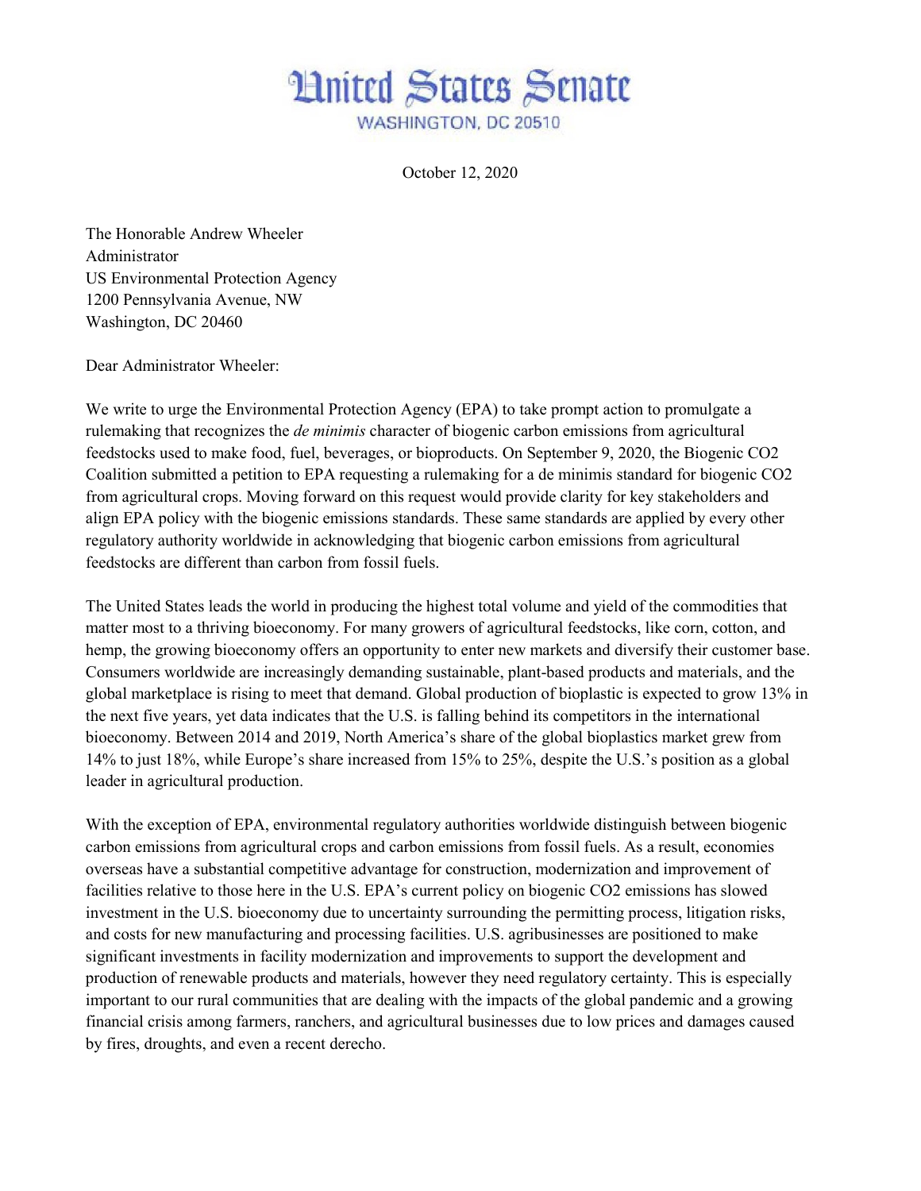# United States Senate

WASHINGTON, DC 20510

October 12, 2020

The Honorable Andrew Wheeler
Administrator
US Environmental Protection Agency
1200 Pennsylvania Avenue, NW
Washington, DC 20460

Dear Administrator Wheeler:

We write to urge the Environmental Protection Agency (EPA) to take prompt action to promulgate a rulemaking that recognizes the *de minimis* character of biogenic carbon emissions from agricultural feedstocks used to make food, fuel, beverages, or bioproducts. On September 9, 2020, the Biogenic $CO_2$ Coalition submitted a petition to EPA requesting a rulemaking for a de minimis standard for biogenic $CO_2$ from agricultural crops. Moving forward on this request would provide clarity for key stakeholders and align EPA policy with the biogenic emissions standards. These same standards are applied by every other regulatory authority worldwide in acknowledging that biogenic carbon emissions from agricultural feedstocks are different than carbon from fossil fuels.

The United States leads the world in producing the highest total volume and yield of the commodities that matter most to a thriving bioeconomy. For many growers of agricultural feedstocks, like corn, cotton, and hemp, the growing bioeconomy offers an opportunity to enter new markets and diversify their customer base. Consumers worldwide are increasingly demanding sustainable, plant-based products and materials, and the global marketplace is rising to meet that demand. Global production of bioplastic is expected to grow 13% in the next five years, yet data indicates that the U.S. is falling behind its competitors in the international bioeconomy. Between 2014 and 2019, North America's share of the global bioplastics market grew from 14% to just 18%, while Europe's share increased from 15% to 25%, despite the U.S.'s position as a global leader in agricultural production.

With the exception of EPA, environmental regulatory authorities worldwide distinguish between biogenic carbon emissions from agricultural crops and carbon emissions from fossil fuels. As a result, economies overseas have a substantial competitive advantage for construction, modernization and improvement of facilities relative to those here in the U.S. EPA's current policy on biogenic $CO_2$ emissions has slowed investment in the U.S. bioeconomy due to uncertainty surrounding the permitting process, litigation risks, and costs for new manufacturing and processing facilities. U.S. agribusinesses are positioned to make significant investments in facility modernization and improvements to support the development and production of renewable products and materials, however they need regulatory certainty. This is especially important to our rural communities that are dealing with the impacts of the global pandemic and a growing financial crisis among farmers, ranchers, and agricultural businesses due to low prices and damages caused by fires, droughts, and even a recent derecho.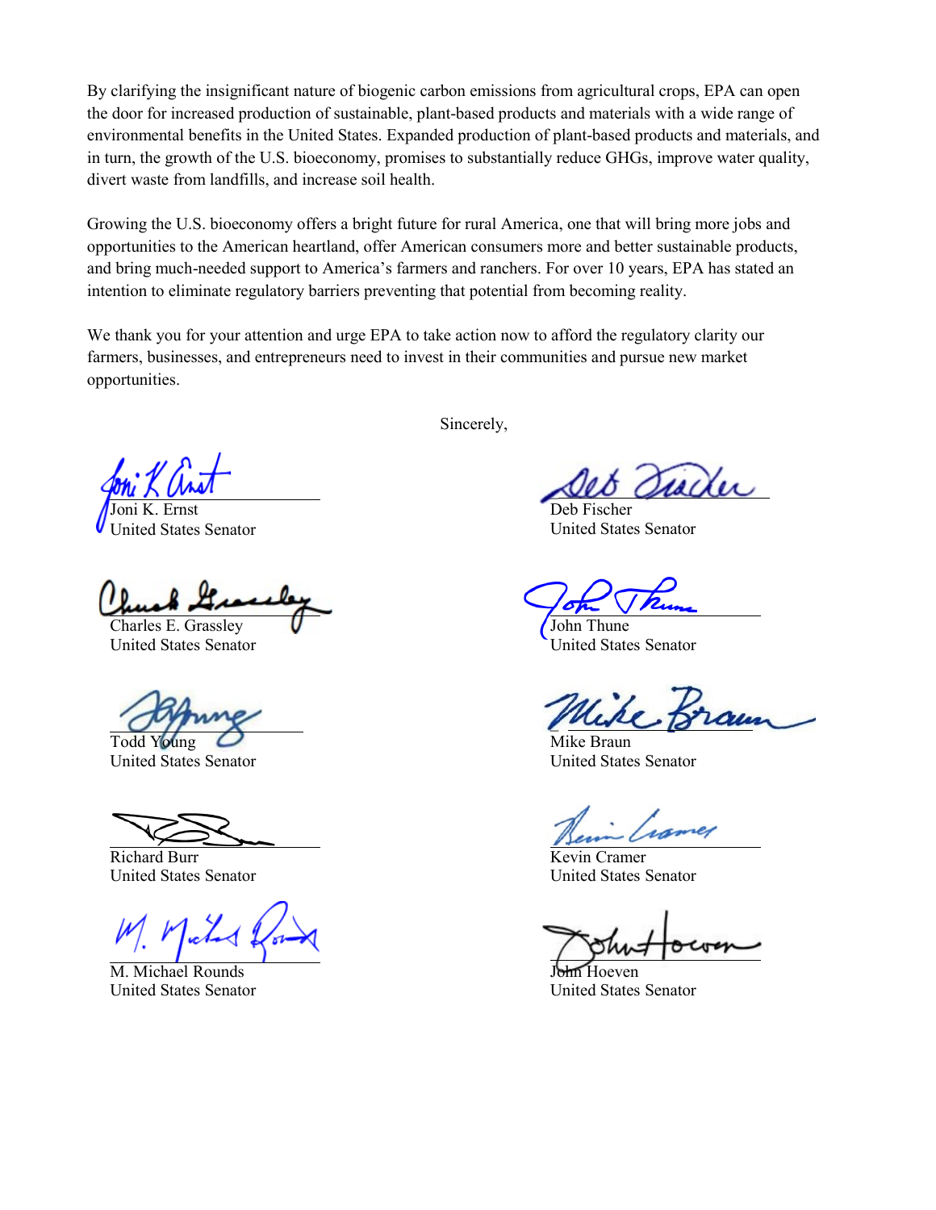By clarifying the insignificant nature of biogenic carbon emissions from agricultural crops, EPA can open the door for increased production of sustainable, plant-based products and materials with a wide range of environmental benefits in the United States. Expanded production of plant-based products and materials, and in turn, the growth of the U.S. bioeconomy, promises to substantially reduce GHGs, improve water quality, divert waste from landfills, and increase soil health.

Growing the U.S. bioeconomy offers a bright future for rural America, one that will bring more jobs and opportunities to the American heartland, offer American consumers more and better sustainable products, and bring much-needed support to America's farmers and ranchers. For over 10 years, EPA has stated an intention to eliminate regulatory barriers preventing that potential from becoming reality.

We thank you for your attention and urge EPA to take action now to afford the regulatory clarity our farmers, businesses, and entrepreneurs need to invest in their communities and pursue new market opportunities.

Sincerely,

Joni K. Ernst
United States Senator

Deb Fischer
United States Senator

Charles E. Grassley
United States Senator

John Thune
United States Senator

Todd Young
United States Senator

Mike Braun
United States Senator

Richard Burr
United States Senator

Kevin Cramer
United States Senator

M. Michael Rounds
United States Senator

John Hoeven
United States Senator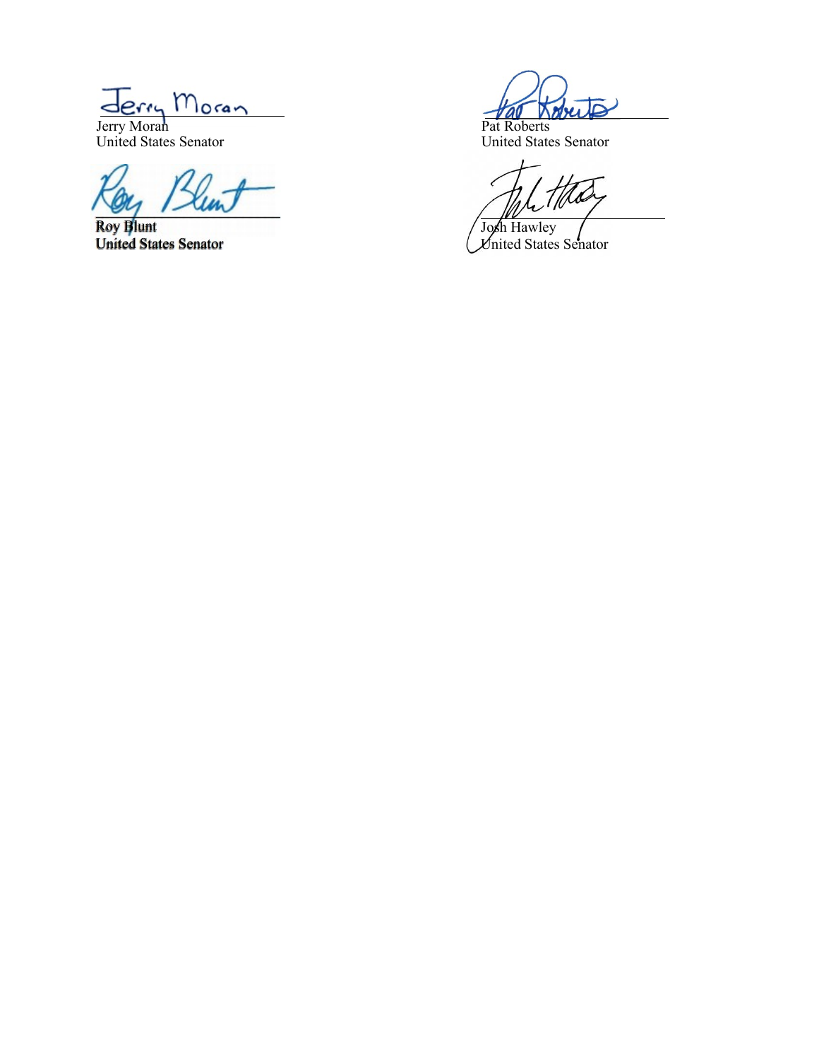Jerry Moran
United States Senator

Pat Roberts
United States Senator

**Roy Blunt**
**United States Senator**

Josh Hawley
United States Senator